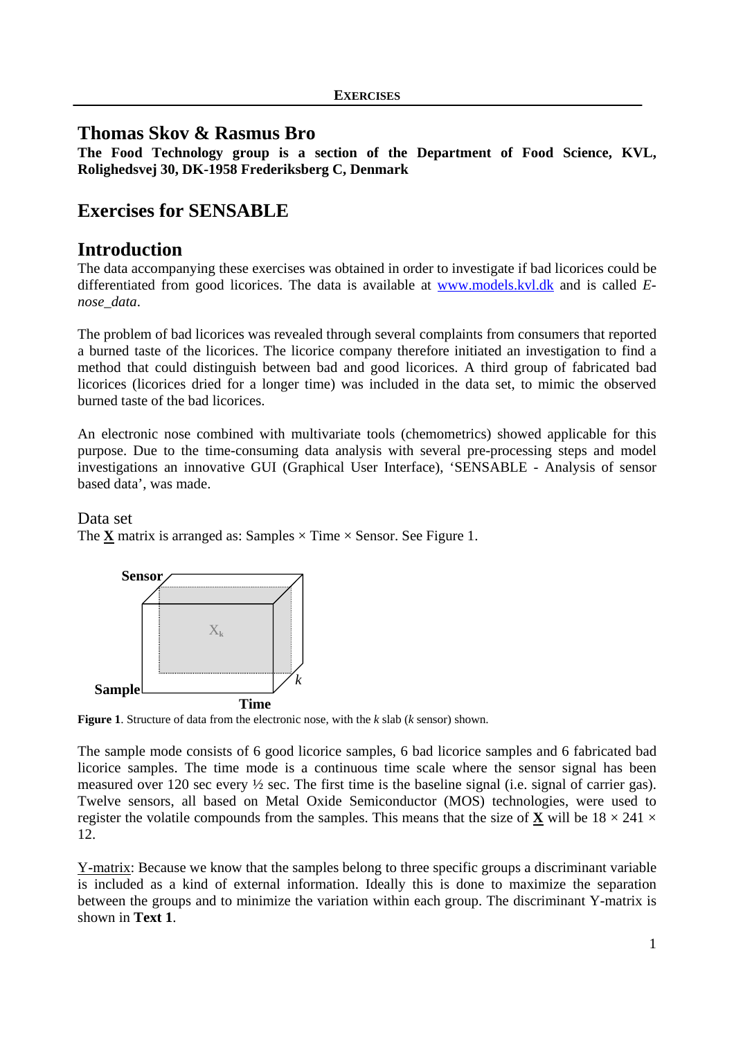# Thomas Skov & Rasmus Bro

**The Food Technology group is a section of the Department of Food Science, KVL, Rolighedsvej 30, DK-1958 Frederiksberg C, Denmark**

# Exercises for SENSABLE

# Introduction

The data accompanying these exercises was obtained in order to investigate if bad licorices could be differentiated from good licorices. The data is available at [www.models.kvl.dk](www.models.kvl.dk) and is called *E-nose_data*.

The problem of bad licorices was revealed through several complaints from consumers that reported a burned taste of the licorices. The licorice company therefore initiated an investigation to find a method that could distinguish between bad and good licorices. A third group of fabricated bad licorices (licorices dried for a longer time) was included in the data set, to mimic the observed burned taste of the bad licorices.

An electronic nose combined with multivariate tools (chemometrics) showed applicable for this purpose. Due to the time-consuming data analysis with several pre-processing steps and model investigations an innovative GUI (Graphical User Interface), 'SENSABLE - Analysis of sensor based data', was made.

## Data set

The $\underline{\mathbf{X}}$ matrix is arranged as: Samples × Time × Sensor. See Figure 1.

**Figure 1**. Structure of data from the electronic nose, with the *k* slab (*k* sensor) shown.

The sample mode consists of 6 good licorice samples, 6 bad licorice samples and 6 fabricated bad licorice samples. The time mode is a continuous time scale where the sensor signal has been measured over 120 sec every ½ sec. The first time is the baseline signal (i.e. signal of carrier gas). Twelve sensors, all based on Metal Oxide Semiconductor (MOS) technologies, were used to register the volatile compounds from the samples. This means that the size of $\underline{\mathbf{X}}$ will be 18 × 241 × 12.

Y-matrix: Because we know that the samples belong to three specific groups a discriminant variable is included as a kind of external information. Ideally this is done to maximize the separation between the groups and to minimize the variation within each group. The discriminant Y-matrix is shown in **Text 1**.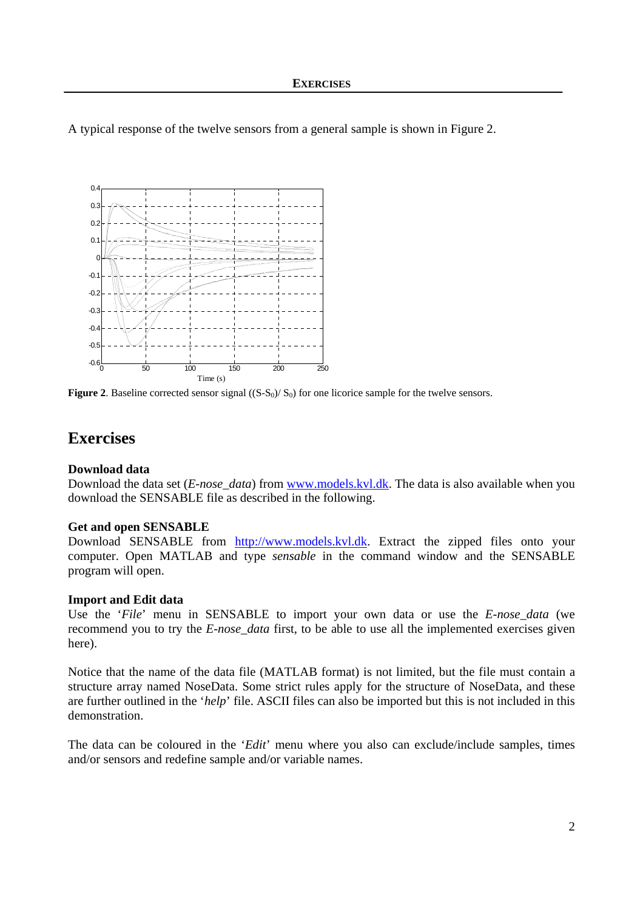A typical response of the twelve sensors from a general sample is shown in Figure 2.

**Figure 2**. Baseline corrected sensor signal $((S-S_0)/ S_0)$ for one licorice sample for the twelve sensors.

# Exercises

**Download data**
Download the data set (*E-nose_data*) from www.models.kvl.dk. The data is also available when you download the SENSABLE file as described in the following.

**Get and open SENSABLE**
Download SENSABLE from http://www.models.kvl.dk. Extract the zipped files onto your computer. Open MATLAB and type *sensable* in the command window and the SENSABLE program will open.

**Import and Edit data**
Use the '*File*' menu in SENSABLE to import your own data or use the *E-nose_data* (we recommend you to try the *E-nose_data* first, to be able to use all the implemented exercises given here).

Notice that the name of the data file (MATLAB format) is not limited, but the file must contain a structure array named NoseData. Some strict rules apply for the structure of NoseData, and these are further outlined in the '*help*' file. ASCII files can also be imported but this is not included in this demonstration.

The data can be coloured in the '*Edit*' menu where you also can exclude/include samples, times and/or sensors and redefine sample and/or variable names.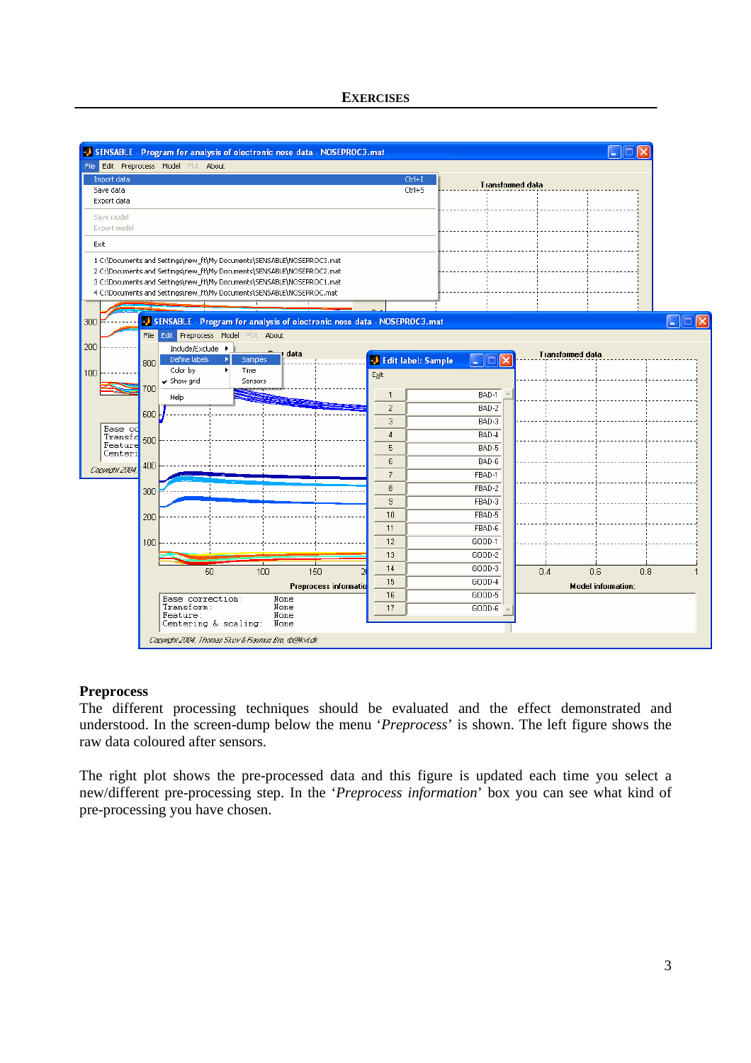### Preprocess

The different processing techniques should be evaluated and the effect demonstrated and understood. In the screen-dump below the menu '*Preprocess*' is shown. The left figure shows the raw data coloured after sensors.

The right plot shows the pre-processed data and this figure is updated each time you select a new/different pre-processing step. In the '*Preprocess information*' box you can see what kind of pre-processing you have chosen.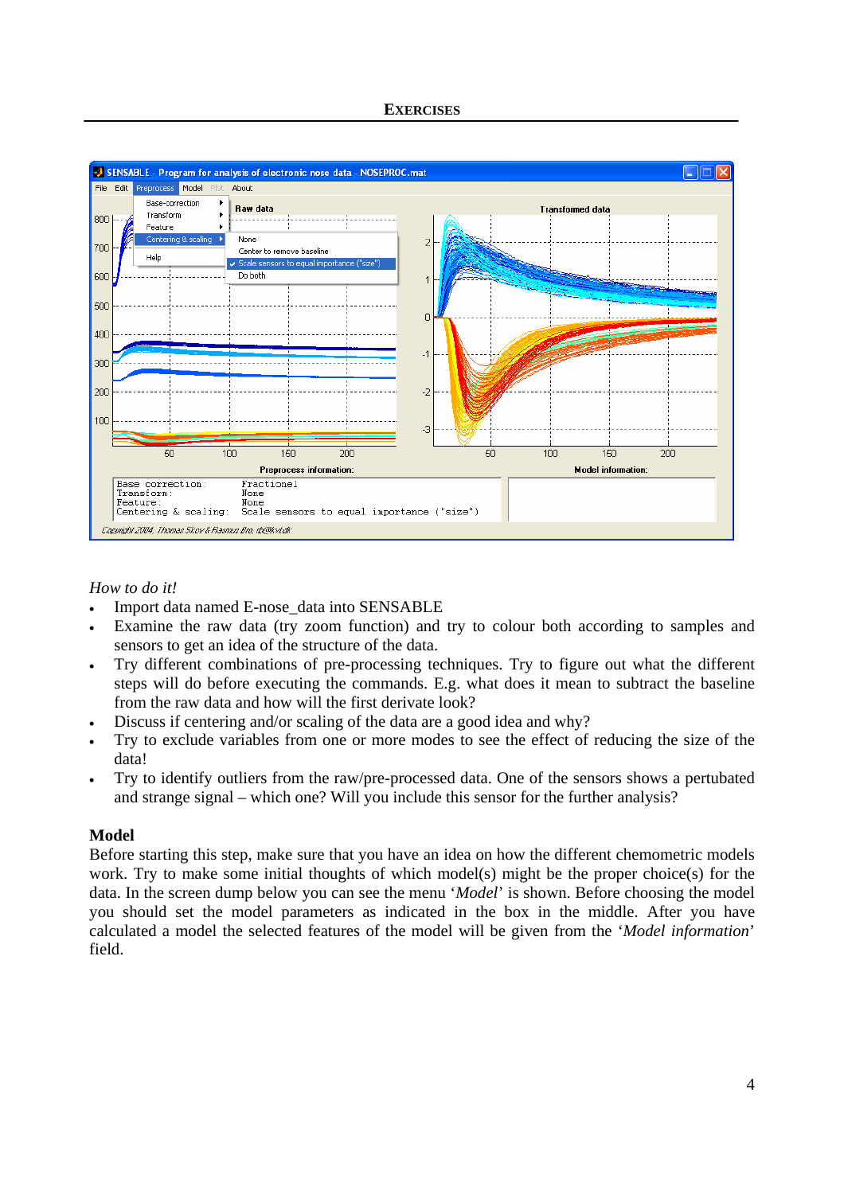*How to do it!*

- Import data named E-nose_data into SENSABLE
- Examine the raw data (try zoom function) and try to colour both according to samples and sensors to get an idea of the structure of the data.
- Try different combinations of pre-processing techniques. Try to figure out what the different steps will do before executing the commands. E.g. what does it mean to subtract the baseline from the raw data and how will the first derivate look?
- Discuss if centering and/or scaling of the data are a good idea and why?
- Try to exclude variables from one or more modes to see the effect of reducing the size of the data!
- Try to identify outliers from the raw/pre-processed data. One of the sensors shows a pertubated and strange signal – which one? Will you include this sensor for the further analysis?

## Model

Before starting this step, make sure that you have an idea on how the different chemometric models work. Try to make some initial thoughts of which model(s) might be the proper choice(s) for the data. In the screen dump below you can see the menu '*Model*' is shown. Before choosing the model you should set the model parameters as indicated in the box in the middle. After you have calculated a model the selected features of the model will be given from the '*Model information*' field.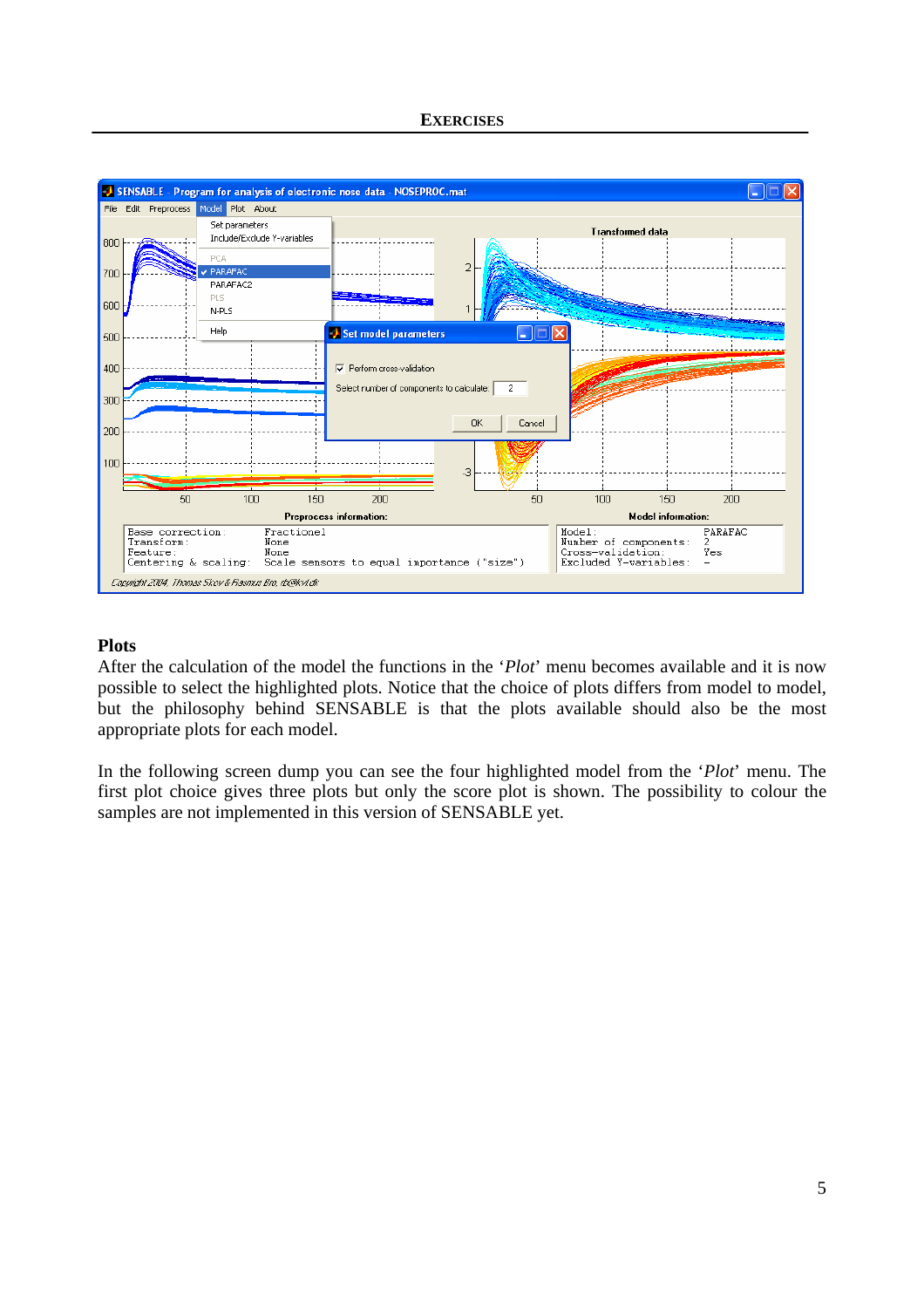## Plots

After the calculation of the model the functions in the '*Plot*' menu becomes available and it is now possible to select the highlighted plots. Notice that the choice of plots differs from model to model, but the philosophy behind SENSABLE is that the plots available should also be the most appropriate plots for each model.

In the following screen dump you can see the four highlighted model from the '*Plot*' menu. The first plot choice gives three plots but only the score plot is shown. The possibility to colour the samples are not implemented in this version of SENSABLE yet.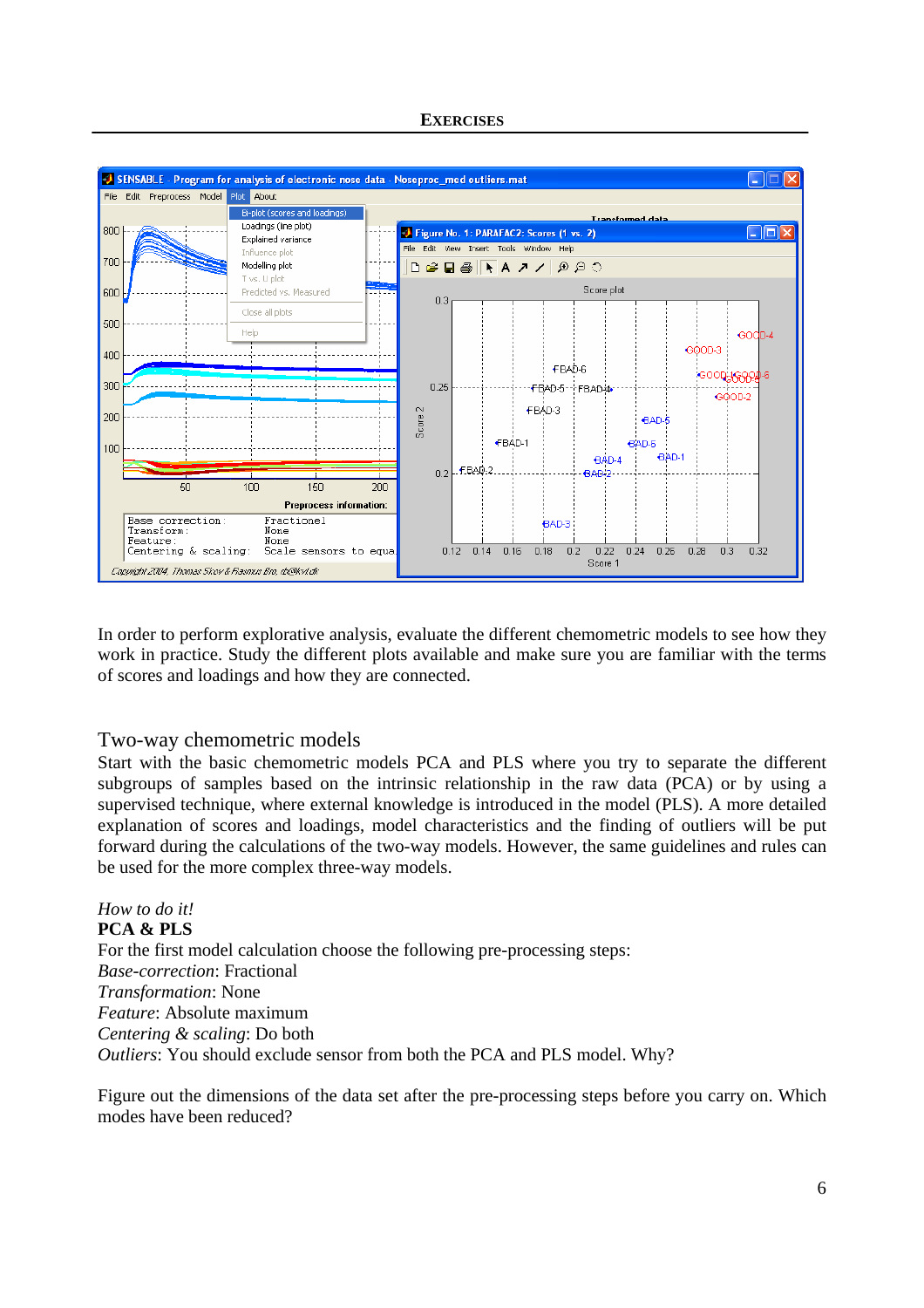In order to perform explorative analysis, evaluate the different chemometric models to see how they work in practice. Study the different plots available and make sure you are familiar with the terms of scores and loadings and how they are connected.

## Two-way chemometric models

Start with the basic chemometric models PCA and PLS where you try to separate the different subgroups of samples based on the intrinsic relationship in the raw data (PCA) or by using a supervised technique, where external knowledge is introduced in the model (PLS). A more detailed explanation of scores and loadings, model characteristics and the finding of outliers will be put forward during the calculations of the two-way models. However, the same guidelines and rules can be used for the more complex three-way models.

*How to do it!*

**PCA & PLS**

For the first model calculation choose the following pre-processing steps:

*Base-correction*: Fractional

*Transformation*: None

*Feature*: Absolute maximum

*Centering & scaling*: Do both

*Outliers*: You should exclude sensor from both the PCA and PLS model. Why?

Figure out the dimensions of the data set after the pre-processing steps before you carry on. Which modes have been reduced?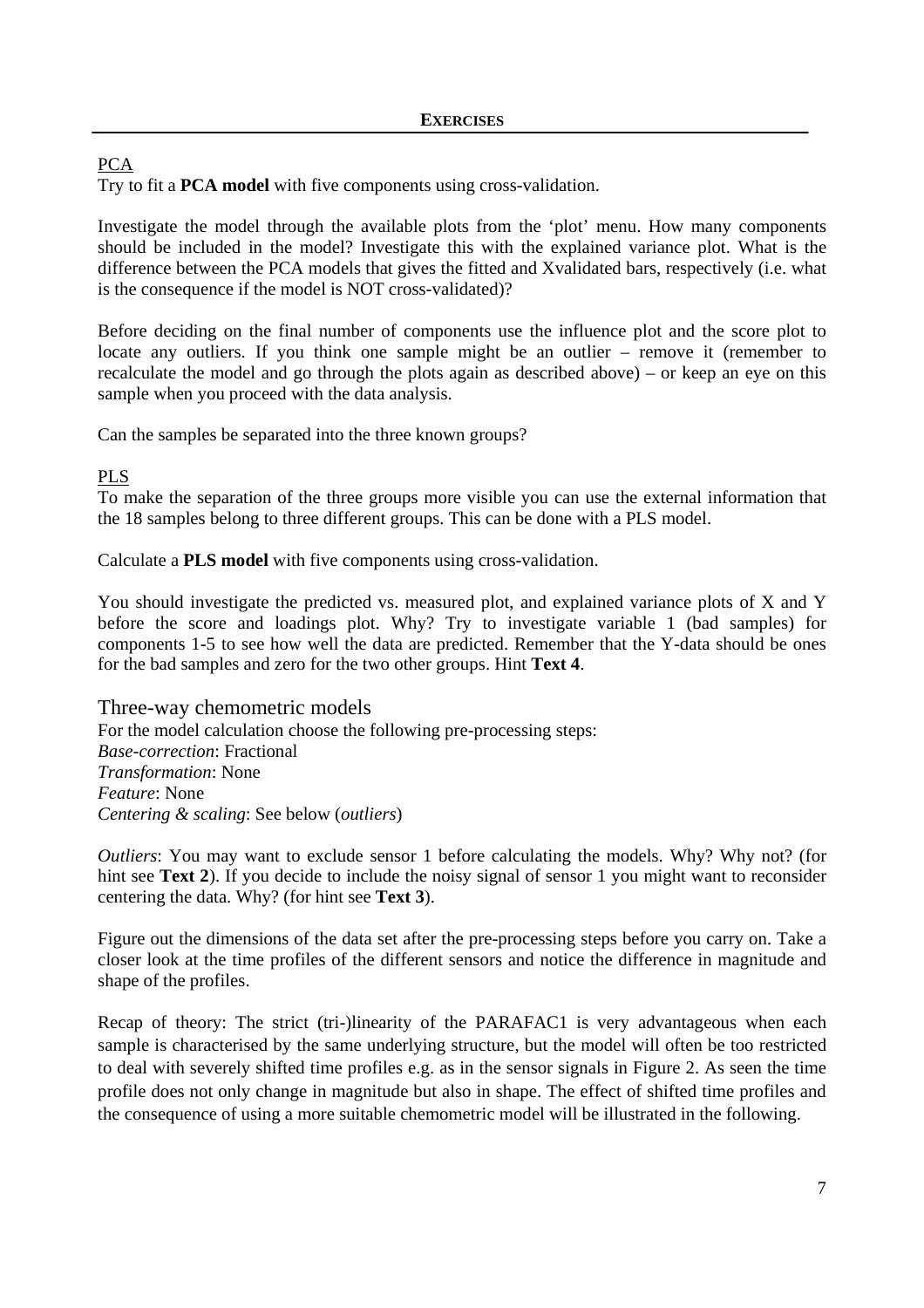## EXERCISES

### PCA

Try to fit a **PCA model** with five components using cross-validation.

Investigate the model through the available plots from the 'plot' menu. How many components should be included in the model? Investigate this with the explained variance plot. What is the difference between the PCA models that gives the fitted and Xvalidated bars, respectively (i.e. what is the consequence if the model is NOT cross-validated)?

Before deciding on the final number of components use the influence plot and the score plot to locate any outliers. If you think one sample might be an outlier – remove it (remember to recalculate the model and go through the plots again as described above) – or keep an eye on this sample when you proceed with the data analysis.

Can the samples be separated into the three known groups?

### PLS

To make the separation of the three groups more visible you can use the external information that the 18 samples belong to three different groups. This can be done with a PLS model.

Calculate a **PLS model** with five components using cross-validation.

You should investigate the predicted vs. measured plot, and explained variance plots of X and Y before the score and loadings plot. Why? Try to investigate variable 1 (bad samples) for components 1-5 to see how well the data are predicted. Remember that the Y-data should be ones for the bad samples and zero for the two other groups. Hint **Text 4**.

### Three-way chemometric models

For the model calculation choose the following pre-processing steps:
*Base-correction*: Fractional
*Transformation*: None
*Feature*: None
*Centering & scaling*: See below (*outliers*)

*Outliers*: You may want to exclude sensor 1 before calculating the models. Why? Why not? (for hint see **Text 2**). If you decide to include the noisy signal of sensor 1 you might want to reconsider centering the data. Why? (for hint see **Text 3**).

Figure out the dimensions of the data set after the pre-processing steps before you carry on. Take a closer look at the time profiles of the different sensors and notice the difference in magnitude and shape of the profiles.

Recap of theory: The strict (tri-)linearity of the PARAFAC1 is very advantageous when each sample is characterised by the same underlying structure, but the model will often be too restricted to deal with severely shifted time profiles e.g. as in the sensor signals in Figure 2. As seen the time profile does not only change in magnitude but also in shape. The effect of shifted time profiles and the consequence of using a more suitable chemometric model will be illustrated in the following.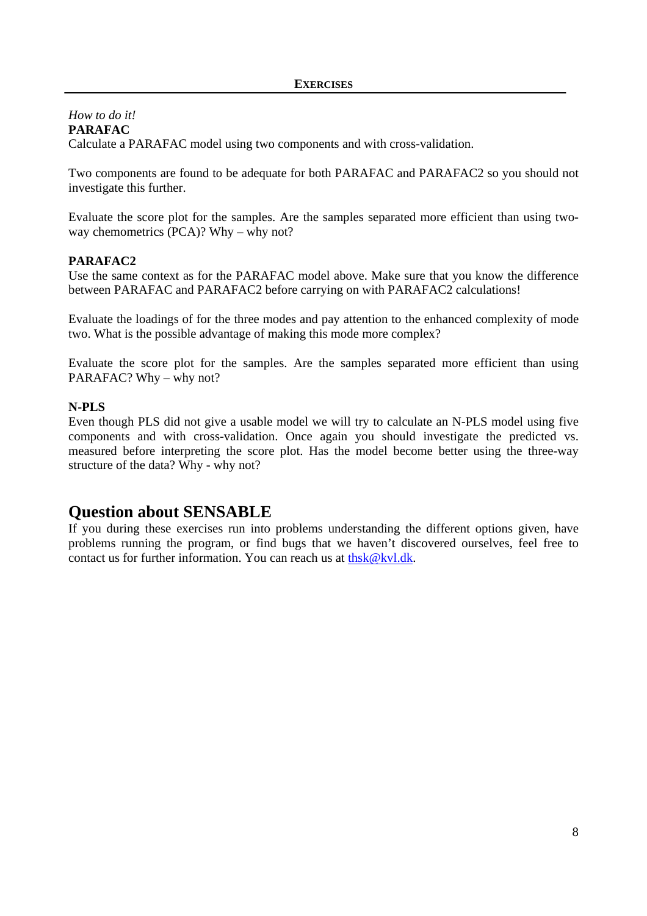*How to do it!*

**PARAFAC**

Calculate a PARAFAC model using two components and with cross-validation.

Two components are found to be adequate for both PARAFAC and PARAFAC2 so you should not investigate this further.

Evaluate the score plot for the samples. Are the samples separated more efficient than using two-way chemometrics (PCA)? Why – why not?

**PARAFAC2**

Use the same context as for the PARAFAC model above. Make sure that you know the difference between PARAFAC and PARAFAC2 before carrying on with PARAFAC2 calculations!

Evaluate the loadings of for the three modes and pay attention to the enhanced complexity of mode two. What is the possible advantage of making this mode more complex?

Evaluate the score plot for the samples. Are the samples separated more efficient than using PARAFAC? Why – why not?

**N-PLS**

Even though PLS did not give a usable model we will try to calculate an N-PLS model using five components and with cross-validation. Once again you should investigate the predicted vs. measured before interpreting the score plot. Has the model become better using the three-way structure of the data? Why - why not?

## Question about SENSABLE

If you during these exercises run into problems understanding the different options given, have problems running the program, or find bugs that we haven't discovered ourselves, feel free to contact us for further information. You can reach us at thsk@kvl.dk.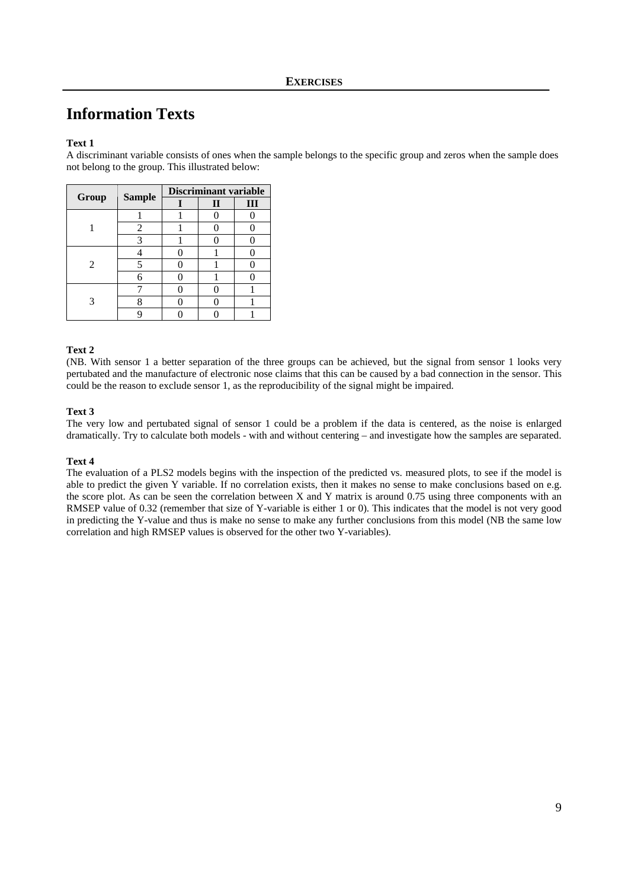# Information Texts

**Text 1**

A discriminant variable consists of ones when the sample belongs to the specific group and zeros when the sample does not belong to the group. This illustrated below:

| Group | Sample | Discriminant variable | | |
|---|---|---|---|---|
| | | I | II | III |
| 1 | 1 | 1 | 0 | 0 |
| | 2 | 1 | 0 | 0 |
| | 3 | 1 | 0 | 0 |
| 2 | 4 | 0 | 1 | 0 |
| | 5 | 0 | 1 | 0 |
| | 6 | 0 | 1 | 0 |
| 3 | 7 | 0 | 0 | 1 |
| | 8 | 0 | 0 | 1 |
| | 9 | 0 | 0 | 1 |

**Text 2**

(NB. With sensor 1 a better separation of the three groups can be achieved, but the signal from sensor 1 looks very pertubated and the manufacture of electronic nose claims that this can be caused by a bad connection in the sensor. This could be the reason to exclude sensor 1, as the reproducibility of the signal might be impaired.

**Text 3**

The very low and pertubated signal of sensor 1 could be a problem if the data is centered, as the noise is enlarged dramatically. Try to calculate both models - with and without centering – and investigate how the samples are separated.

**Text 4**

The evaluation of a PLS2 models begins with the inspection of the predicted vs. measured plots, to see if the model is able to predict the given Y variable. If no correlation exists, then it makes no sense to make conclusions based on e.g. the score plot. As can be seen the correlation between X and Y matrix is around 0.75 using three components with an RMSEP value of 0.32 (remember that size of Y-variable is either 1 or 0). This indicates that the model is not very good in predicting the Y-value and thus is make no sense to make any further conclusions from this model (NB the same low correlation and high RMSEP values is observed for the other two Y-variables).